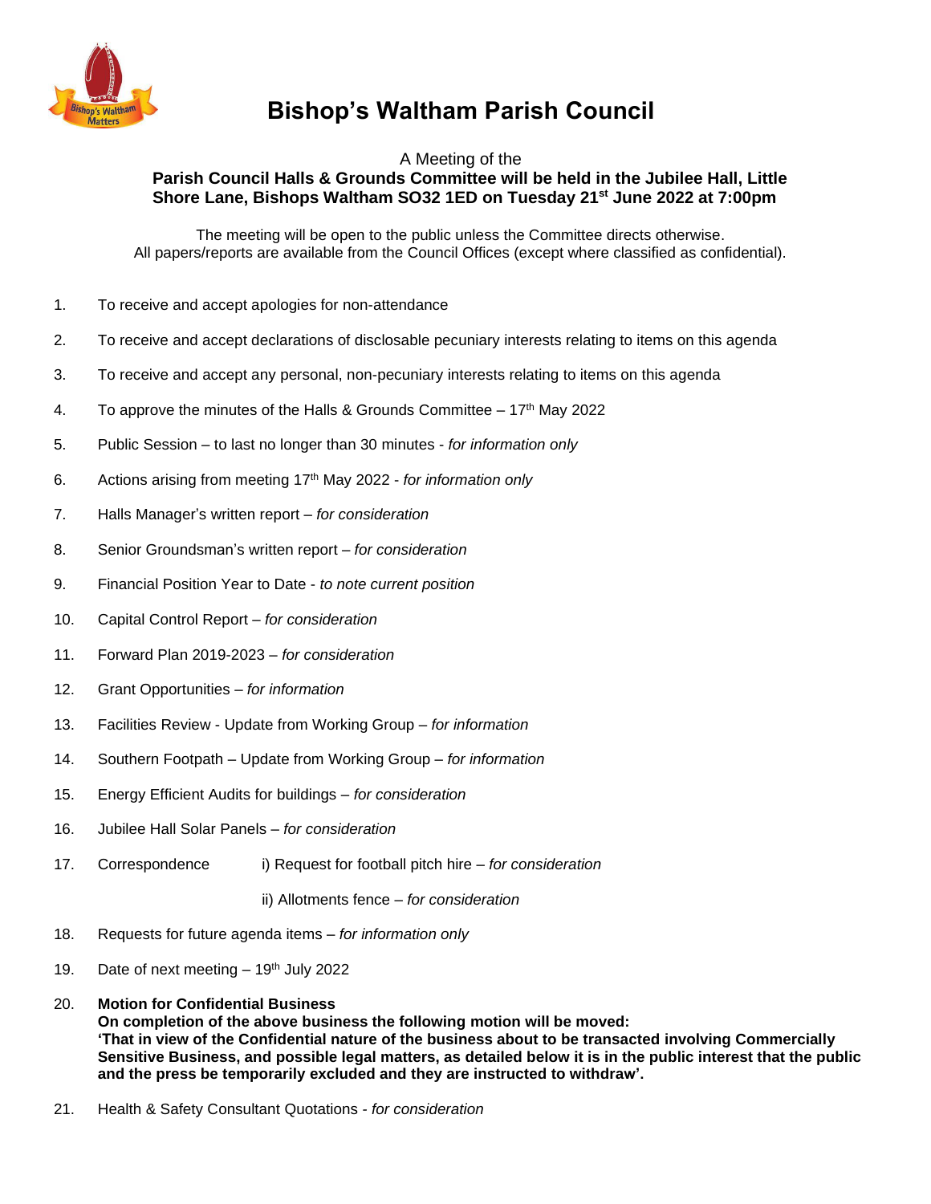# Bishop's Waltham Parish Council

A Meeting of the

**Parish Council Halls & Grounds Committee will be held in the Jubilee Hall, Little Shore Lane, Bishops Waltham SO32 1ED on Tuesday 21st June 2022 at 7:00pm**

The meeting will be open to the public unless the Committee directs otherwise.
All papers/reports are available from the Council Offices (except where classified as confidential).

1. To receive and accept apologies for non-attendance
2. To receive and accept declarations of disclosable pecuniary interests relating to items on this agenda
3. To receive and accept any personal, non-pecuniary interests relating to items on this agenda
4. To approve the minutes of the Halls & Grounds Committee – 17th May 2022
5. Public Session – to last no longer than 30 minutes - *for information only*
6. Actions arising from meeting 17th May 2022 - *for information only*
7. Halls Manager's written report – *for consideration*
8. Senior Groundsman's written report – *for consideration*
9. Financial Position Year to Date - *to note current position*
10. Capital Control Report – *for consideration*
11. Forward Plan 2019-2023 – *for consideration*
12. Grant Opportunities – *for information*
13. Facilities Review - Update from Working Group – *for information*
14. Southern Footpath – Update from Working Group – *for information*
15. Energy Efficient Audits for buildings – *for consideration*
16. Jubilee Hall Solar Panels – *for consideration*
17. Correspondence
    i) Request for football pitch hire – *for consideration*
    ii) Allotments fence – *for consideration*
18. Requests for future agenda items – *for information only*
19. Date of next meeting – 19th July 2022
20. **Motion for Confidential Business**
    **On completion of the above business the following motion will be moved:**
    **'That in view of the Confidential nature of the business about to be transacted involving Commercially Sensitive Business, and possible legal matters, as detailed below it is in the public interest that the public and the press be temporarily excluded and they are instructed to withdraw'.**
21. Health & Safety Consultant Quotations - *for consideration*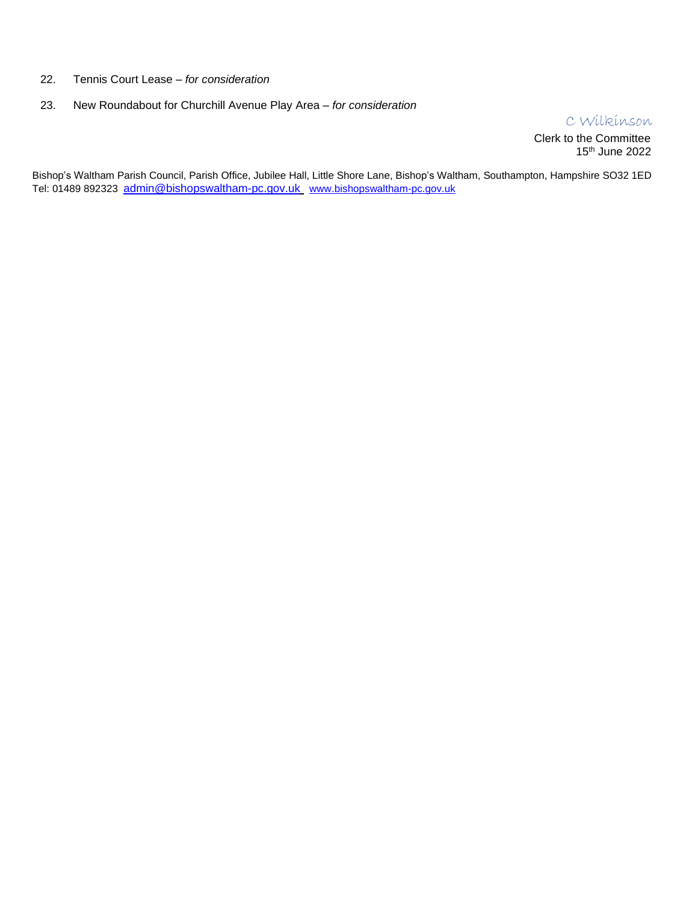22. Tennis Court Lease – *for consideration*

23. New Roundabout for Churchill Avenue Play Area – *for consideration*

C Wilkinson

Clerk to the Committee
15th June 2022

Bishop's Waltham Parish Council, Parish Office, Jubilee Hall, Little Shore Lane, Bishop's Waltham, Southampton, Hampshire SO32 1ED
Tel: 01489 892323 admin@bishopswaltham-pc.gov.uk www.bishopswaltham-pc.gov.uk